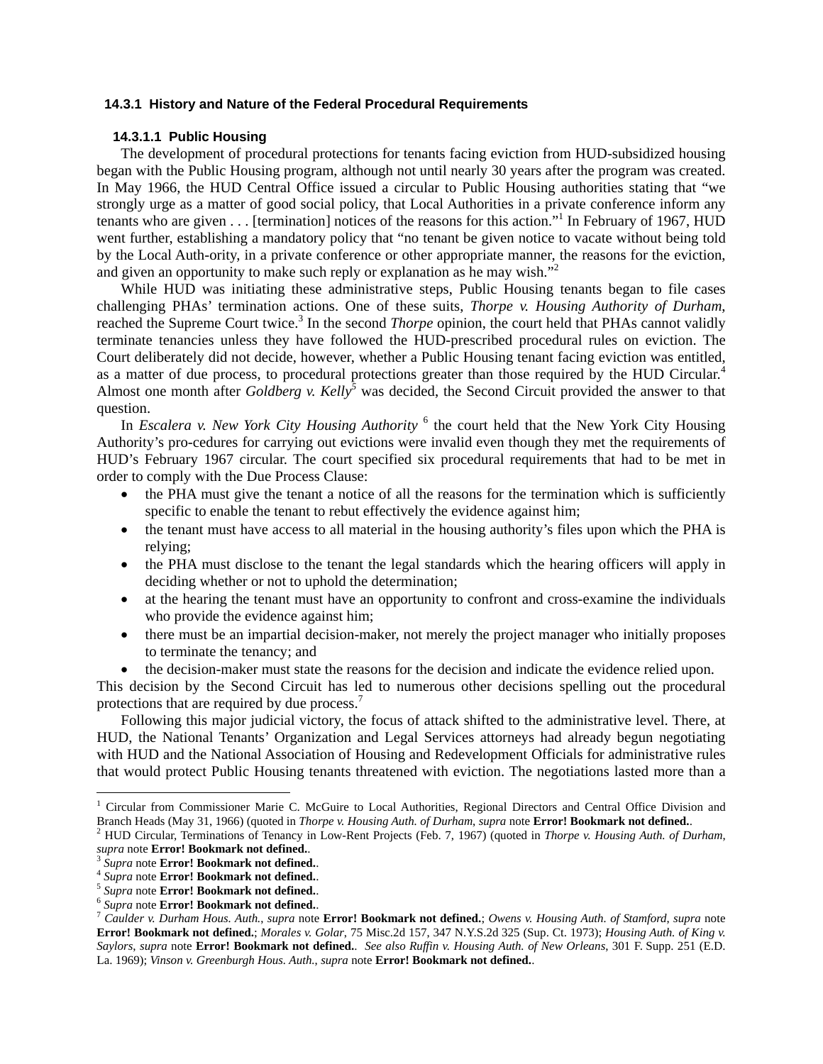### 14.3.1 History and Nature of the Federal Procedural Requirements

#### 14.3.1.1 Public Housing

The development of procedural protections for tenants facing eviction from HUD-subsidized housing began with the Public Housing program, although not until nearly 30 years after the program was created. In May 1966, the HUD Central Office issued a circular to Public Housing authorities stating that "we strongly urge as a matter of good social policy, that Local Authorities in a private conference inform any tenants who are given . . . [termination] notices of the reasons for this action."[1] In February of 1967, HUD went further, establishing a mandatory policy that "no tenant be given notice to vacate without being told by the Local Auth-ority, in a private conference or other appropriate manner, the reasons for the eviction, and given an opportunity to make such reply or explanation as he may wish."[2]

While HUD was initiating these administrative steps, Public Housing tenants began to file cases challenging PHAs' termination actions. One of these suits, *Thorpe v. Housing Authority of Durham*, reached the Supreme Court twice.[3] In the second *Thorpe* opinion, the court held that PHAs cannot validly terminate tenancies unless they have followed the HUD-prescribed procedural rules on eviction. The Court deliberately did not decide, however, whether a Public Housing tenant facing eviction was entitled, as a matter of due process, to procedural protections greater than those required by the HUD Circular.[4] Almost one month after *Goldberg v. Kelly*[5] was decided, the Second Circuit provided the answer to that question.

In *Escalera v. New York City Housing Authority* [6] the court held that the New York City Housing Authority's pro-cedures for carrying out evictions were invalid even though they met the requirements of HUD's February 1967 circular. The court specified six procedural requirements that had to be met in order to comply with the Due Process Clause:

- the PHA must give the tenant a notice of all the reasons for the termination which is sufficiently specific to enable the tenant to rebut effectively the evidence against him;
- the tenant must have access to all material in the housing authority's files upon which the PHA is relying;
- the PHA must disclose to the tenant the legal standards which the hearing officers will apply in deciding whether or not to uphold the determination;
- at the hearing the tenant must have an opportunity to confront and cross-examine the individuals who provide the evidence against him;
- there must be an impartial decision-maker, not merely the project manager who initially proposes to terminate the tenancy; and
- the decision-maker must state the reasons for the decision and indicate the evidence relied upon.

This decision by the Second Circuit has led to numerous other decisions spelling out the procedural protections that are required by due process.[7]

Following this major judicial victory, the focus of attack shifted to the administrative level. There, at HUD, the National Tenants' Organization and Legal Services attorneys had already begun negotiating with HUD and the National Association of Housing and Redevelopment Officials for administrative rules that would protect Public Housing tenants threatened with eviction. The negotiations lasted more than a

---

[1] Circular from Commissioner Marie C. McGuire to Local Authorities, Regional Directors and Central Office Division and Branch Heads (May 31, 1966) (quoted in *Thorpe v. Housing Auth. of Durham*, *supra* note **Error! Bookmark not defined.**.

[2] HUD Circular, Terminations of Tenancy in Low-Rent Projects (Feb. 7, 1967) (quoted in *Thorpe v. Housing Auth. of Durham*, *supra* note **Error! Bookmark not defined.**.

[3] *Supra* note **Error! Bookmark not defined.**.

[4] *Supra* note **Error! Bookmark not defined.**.

[5] *Supra* note **Error! Bookmark not defined.**.

[6] *Supra* note **Error! Bookmark not defined.**.

[7] *Caulder v. Durham Hous. Auth.*, *supra* note **Error! Bookmark not defined.**; *Owens v. Housing Auth. of Stamford*, *supra* note **Error! Bookmark not defined.**; *Morales v. Golar*, 75 Misc.2d 157, 347 N.Y.S.2d 325 (Sup. Ct. 1973); *Housing Auth. of King v. Saylors*, *supra* note **Error! Bookmark not defined.**. *See also Ruffin v. Housing Auth. of New Orleans*, 301 F. Supp. 251 (E.D. La. 1969); *Vinson v. Greenburgh Hous. Auth.*, *supra* note **Error! Bookmark not defined.**.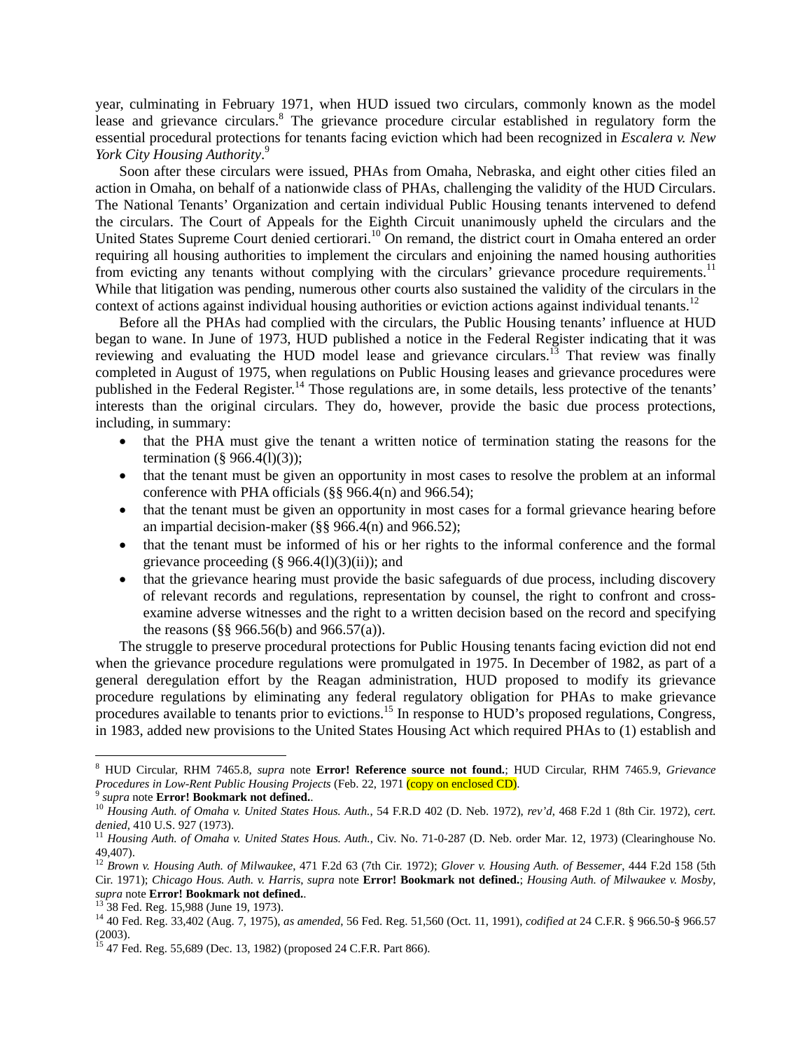year, culminating in February 1971, when HUD issued two circulars, commonly known as the model lease and grievance circulars.[8] The grievance procedure circular established in regulatory form the essential procedural protections for tenants facing eviction which had been recognized in *Escalera v. New York City Housing Authority*.[9]

Soon after these circulars were issued, PHAs from Omaha, Nebraska, and eight other cities filed an action in Omaha, on behalf of a nationwide class of PHAs, challenging the validity of the HUD Circulars. The National Tenants' Organization and certain individual Public Housing tenants intervened to defend the circulars. The Court of Appeals for the Eighth Circuit unanimously upheld the circulars and the United States Supreme Court denied certiorari.[10] On remand, the district court in Omaha entered an order requiring all housing authorities to implement the circulars and enjoining the named housing authorities from evicting any tenants without complying with the circulars' grievance procedure requirements.[11] While that litigation was pending, numerous other courts also sustained the validity of the circulars in the context of actions against individual housing authorities or eviction actions against individual tenants.[12]

Before all the PHAs had complied with the circulars, the Public Housing tenants' influence at HUD began to wane. In June of 1973, HUD published a notice in the Federal Register indicating that it was reviewing and evaluating the HUD model lease and grievance circulars.[13] That review was finally completed in August of 1975, when regulations on Public Housing leases and grievance procedures were published in the Federal Register.[14] Those regulations are, in some details, less protective of the tenants' interests than the original circulars. They do, however, provide the basic due process protections, including, in summary:

- that the PHA must give the tenant a written notice of termination stating the reasons for the termination (§ 966.4(l)(3));
- that the tenant must be given an opportunity in most cases to resolve the problem at an informal conference with PHA officials (§§ 966.4(n) and 966.54);
- that the tenant must be given an opportunity in most cases for a formal grievance hearing before an impartial decision-maker (§§ 966.4(n) and 966.52);
- that the tenant must be informed of his or her rights to the informal conference and the formal grievance proceeding (§ 966.4(l)(3)(ii)); and
- that the grievance hearing must provide the basic safeguards of due process, including discovery of relevant records and regulations, representation by counsel, the right to confront and cross-examine adverse witnesses and the right to a written decision based on the record and specifying the reasons (§§ 966.56(b) and 966.57(a)).

The struggle to preserve procedural protections for Public Housing tenants facing eviction did not end when the grievance procedure regulations were promulgated in 1975. In December of 1982, as part of a general deregulation effort by the Reagan administration, HUD proposed to modify its grievance procedure regulations by eliminating any federal regulatory obligation for PHAs to make grievance procedures available to tenants prior to evictions.[15] In response to HUD's proposed regulations, Congress, in 1983, added new provisions to the United States Housing Act which required PHAs to (1) establish and

---

[8] HUD Circular, RHM 7465.8, *supra* note **Error! Reference source not found.**; HUD Circular, RHM 7465.9, *Grievance Procedures in Low-Rent Public Housing Projects* (Feb. 22, 1971 (copy on enclosed CD).

[9] *supra* note **Error! Bookmark not defined.**.

[10] *Housing Auth. of Omaha v. United States Hous. Auth.*, 54 F.R.D 402 (D. Neb. 1972), *rev'd*, 468 F.2d 1 (8th Cir. 1972), *cert. denied*, 410 U.S. 927 (1973).

[11] *Housing Auth. of Omaha v. United States Hous. Auth.*, Civ. No. 71-0-287 (D. Neb. order Mar. 12, 1973) (Clearinghouse No. 49,407).

[12] *Brown v. Housing Auth. of Milwaukee*, 471 F.2d 63 (7th Cir. 1972); *Glover v. Housing Auth. of Bessemer*, 444 F.2d 158 (5th Cir. 1971); *Chicago Hous. Auth. v. Harris*, *supra* note **Error! Bookmark not defined.**; *Housing Auth. of Milwaukee v. Mosby*, *supra* note **Error! Bookmark not defined.**.

[13] 38 Fed. Reg. 15,988 (June 19, 1973).

[14] 40 Fed. Reg. 33,402 (Aug. 7, 1975), *as amended*, 56 Fed. Reg. 51,560 (Oct. 11, 1991), *codified at* 24 C.F.R. § 966.50-§ 966.57 (2003).

[15] 47 Fed. Reg. 55,689 (Dec. 13, 1982) (proposed 24 C.F.R. Part 866).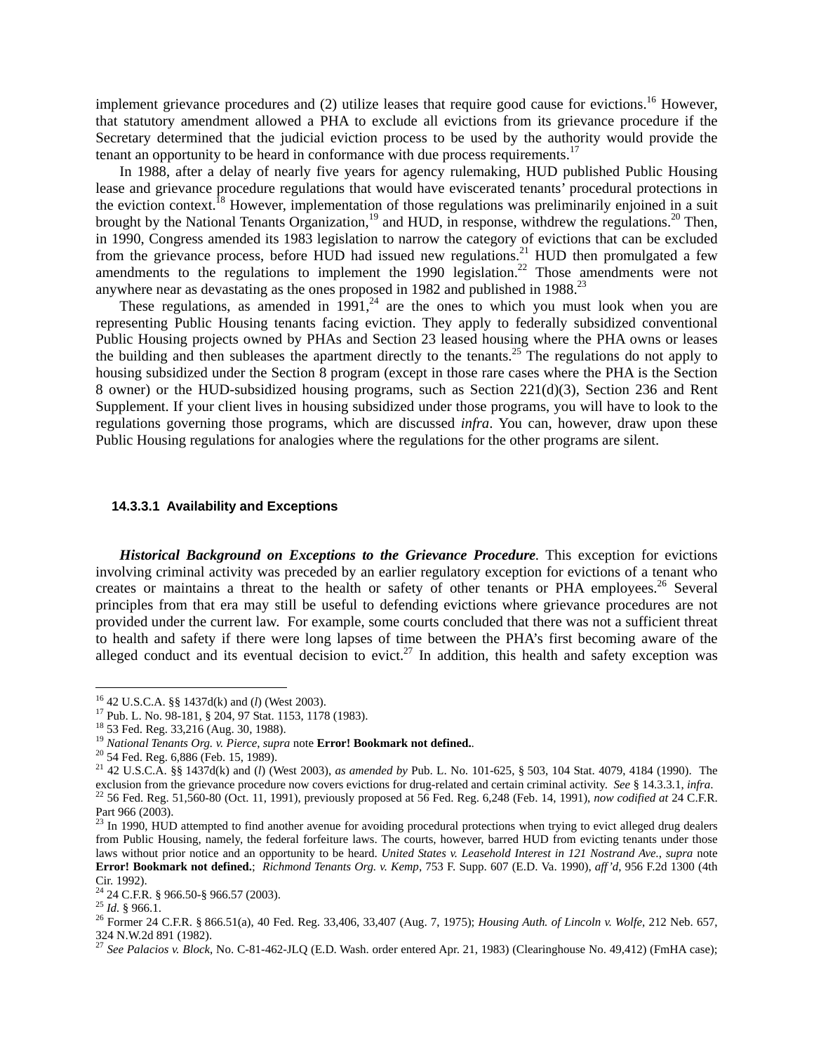implement grievance procedures and (2) utilize leases that require good cause for evictions.[16] However, that statutory amendment allowed a PHA to exclude all evictions from its grievance procedure if the Secretary determined that the judicial eviction process to be used by the authority would provide the tenant an opportunity to be heard in conformance with due process requirements.[17]

In 1988, after a delay of nearly five years for agency rulemaking, HUD published Public Housing lease and grievance procedure regulations that would have eviscerated tenants' procedural protections in the eviction context.[18] However, implementation of those regulations was preliminarily enjoined in a suit brought by the National Tenants Organization,[19] and HUD, in response, withdrew the regulations.[20] Then, in 1990, Congress amended its 1983 legislation to narrow the category of evictions that can be excluded from the grievance process, before HUD had issued new regulations.[21] HUD then promulgated a few amendments to the regulations to implement the 1990 legislation.[22] Those amendments were not anywhere near as devastating as the ones proposed in 1982 and published in 1988.[23]

These regulations, as amended in 1991,[24] are the ones to which you must look when you are representing Public Housing tenants facing eviction. They apply to federally subsidized conventional Public Housing projects owned by PHAs and Section 23 leased housing where the PHA owns or leases the building and then subleases the apartment directly to the tenants.[25] The regulations do not apply to housing subsidized under the Section 8 program (except in those rare cases where the PHA is the Section 8 owner) or the HUD-subsidized housing programs, such as Section 221(d)(3), Section 236 and Rent Supplement. If your client lives in housing subsidized under those programs, you will have to look to the regulations governing those programs, which are discussed *infra*. You can, however, draw upon these Public Housing regulations for analogies where the regulations for the other programs are silent.

#### 14.3.3.1 Availability and Exceptions

***Historical Background on Exceptions to the Grievance Procedure***. This exception for evictions involving criminal activity was preceded by an earlier regulatory exception for evictions of a tenant who creates or maintains a threat to the health or safety of other tenants or PHA employees.[26] Several principles from that era may still be useful to defending evictions where grievance procedures are not provided under the current law. For example, some courts concluded that there was not a sufficient threat to health and safety if there were long lapses of time between the PHA's first becoming aware of the alleged conduct and its eventual decision to evict.[27] In addition, this health and safety exception was

---

[16] 42 U.S.C.A. §§ 1437d(k) and (*l*) (West 2003).

[17] Pub. L. No. 98-181, § 204, 97 Stat. 1153, 1178 (1983).

[18] 53 Fed. Reg. 33,216 (Aug. 30, 1988).

[19] *National Tenants Org. v. Pierce*, *supra* note **Error! Bookmark not defined.**.

[20] 54 Fed. Reg. 6,886 (Feb. 15, 1989).

[21] 42 U.S.C.A. §§ 1437d(k) and (*l*) (West 2003), *as amended by* Pub. L. No. 101-625, § 503, 104 Stat. 4079, 4184 (1990). The exclusion from the grievance procedure now covers evictions for drug-related and certain criminal activity. *See* § 14.3.3.1, *infra*.

[22] 56 Fed. Reg. 51,560-80 (Oct. 11, 1991), previously proposed at 56 Fed. Reg. 6,248 (Feb. 14, 1991), *now codified at* 24 C.F.R. Part 966 (2003).

[23] In 1990, HUD attempted to find another avenue for avoiding procedural protections when trying to evict alleged drug dealers from Public Housing, namely, the federal forfeiture laws. The courts, however, barred HUD from evicting tenants under those laws without prior notice and an opportunity to be heard. *United States v. Leasehold Interest in 121 Nostrand Ave.*, *supra* note **Error! Bookmark not defined.**; *Richmond Tenants Org. v. Kemp*, 753 F. Supp. 607 (E.D. Va. 1990), *aff'd*, 956 F.2d 1300 (4th Cir. 1992).

[24] 24 C.F.R. § 966.50-§ 966.57 (2003).

[25] *Id.* § 966.1.

[26] Former 24 C.F.R. § 866.51(a), 40 Fed. Reg. 33,406, 33,407 (Aug. 7, 1975); *Housing Auth. of Lincoln v. Wolfe*, 212 Neb. 657, 324 N.W.2d 891 (1982).

[27] *See Palacios v. Block*, No. C-81-462-JLQ (E.D. Wash. order entered Apr. 21, 1983) (Clearinghouse No. 49,412) (FmHA case);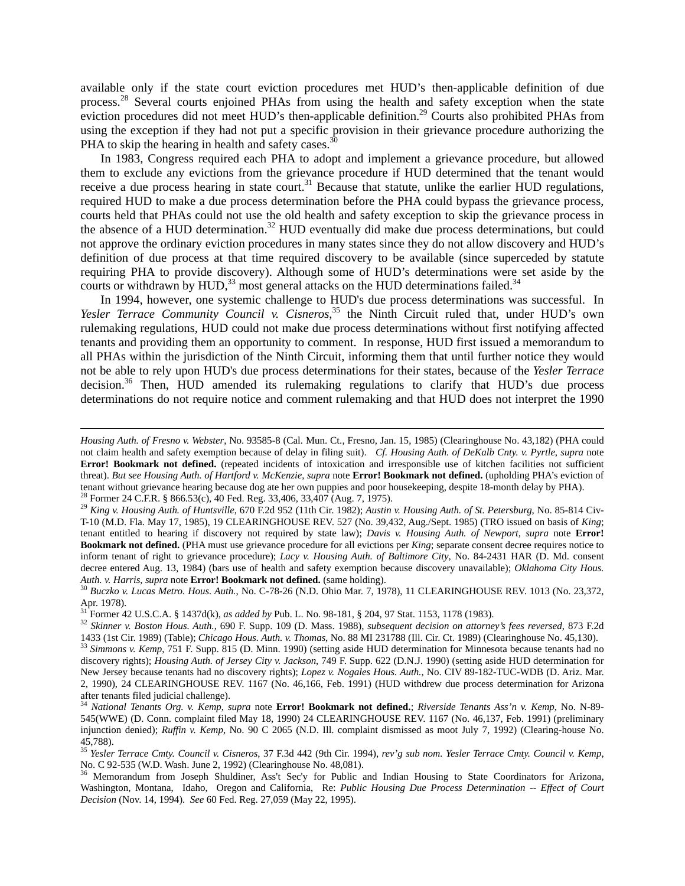available only if the state court eviction procedures met HUD's then-applicable definition of due process.[28] Several courts enjoined PHAs from using the health and safety exception when the state eviction procedures did not meet HUD's then-applicable definition.[29] Courts also prohibited PHAs from using the exception if they had not put a specific provision in their grievance procedure authorizing the PHA to skip the hearing in health and safety cases.[30]

In 1983, Congress required each PHA to adopt and implement a grievance procedure, but allowed them to exclude any evictions from the grievance procedure if HUD determined that the tenant would receive a due process hearing in state court.[31] Because that statute, unlike the earlier HUD regulations, required HUD to make a due process determination before the PHA could bypass the grievance process, courts held that PHAs could not use the old health and safety exception to skip the grievance process in the absence of a HUD determination.[32] HUD eventually did make due process determinations, but could not approve the ordinary eviction procedures in many states since they do not allow discovery and HUD's definition of due process at that time required discovery to be available (since superceded by statute requiring PHA to provide discovery). Although some of HUD's determinations were set aside by the courts or withdrawn by HUD,[33] most general attacks on the HUD determinations failed.[34]

In 1994, however, one systemic challenge to HUD's due process determinations was successful. In *Yesler Terrace Community Council v. Cisneros*,[35] the Ninth Circuit ruled that, under HUD's own rulemaking regulations, HUD could not make due process determinations without first notifying affected tenants and providing them an opportunity to comment. In response, HUD first issued a memorandum to all PHAs within the jurisdiction of the Ninth Circuit, informing them that until further notice they would not be able to rely upon HUD's due process determinations for their states, because of the *Yesler Terrace* decision.[36] Then, HUD amended its rulemaking regulations to clarify that HUD's due process determinations do not require notice and comment rulemaking and that HUD does not interpret the 1990

---

*Housing Auth. of Fresno v. Webster*, No. 93585-8 (Cal. Mun. Ct., Fresno, Jan. 15, 1985) (Clearinghouse No. 43,182) (PHA could not claim health and safety exemption because of delay in filing suit). *Cf. Housing Auth. of DeKalb Cnty. v. Pyrtle*, *supra* note **Error! Bookmark not defined.** (repeated incidents of intoxication and irresponsible use of kitchen facilities not sufficient threat). *But see Housing Auth. of Hartford v. McKenzie*, *supra* note **Error! Bookmark not defined.** (upholding PHA's eviction of tenant without grievance hearing because dog ate her own puppies and poor housekeeping, despite 18-month delay by PHA).

[28] Former 24 C.F.R. § 866.53(c), 40 Fed. Reg. 33,406, 33,407 (Aug. 7, 1975).

[29] *King v. Housing Auth. of Huntsville*, 670 F.2d 952 (11th Cir. 1982); *Austin v. Housing Auth. of St. Petersburg*, No. 85-814 Civ-T-10 (M.D. Fla. May 17, 1985), 19 CLEARINGHOUSE REV. 527 (No. 39,432, Aug./Sept. 1985) (TRO issued on basis of *King*; tenant entitled to hearing if discovery not required by state law); *Davis v. Housing Auth. of Newport*, *supra* note **Error! Bookmark not defined.** (PHA must use grievance procedure for all evictions per *King*; separate consent decree requires notice to inform tenant of right to grievance procedure); *Lacy v. Housing Auth. of Baltimore City*, No. 84-2431 HAR (D. Md. consent decree entered Aug. 13, 1984) (bars use of health and safety exemption because discovery unavailable); *Oklahoma City Hous. Auth. v. Harris*, *supra* note **Error! Bookmark not defined.** (same holding).

[30] *Buczko v. Lucas Metro. Hous. Auth.*, No. C-78-26 (N.D. Ohio Mar. 7, 1978), 11 CLEARINGHOUSE REV. 1013 (No. 23,372, Apr. 1978).

[31] Former 42 U.S.C.A. § 1437d(k), *as added by* Pub. L. No. 98-181, § 204, 97 Stat. 1153, 1178 (1983).

[32] *Skinner v. Boston Hous. Auth.*, 690 F. Supp. 109 (D. Mass. 1988), *subsequent decision on attorney's fees reversed*, 873 F.2d 1433 (1st Cir. 1989) (Table); *Chicago Hous. Auth. v. Thomas*, No. 88 MI 231788 (Ill. Cir. Ct. 1989) (Clearinghouse No. 45,130).

[33] *Simmons v. Kemp*, 751 F. Supp. 815 (D. Minn. 1990) (setting aside HUD determination for Minnesota because tenants had no discovery rights); *Housing Auth. of Jersey City v. Jackson*, 749 F. Supp. 622 (D.N.J. 1990) (setting aside HUD determination for New Jersey because tenants had no discovery rights); *Lopez v. Nogales Hous. Auth.*, No. CIV 89-182-TUC-WDB (D. Ariz. Mar. 2, 1990), 24 CLEARINGHOUSE REV. 1167 (No. 46,166, Feb. 1991) (HUD withdrew due process determination for Arizona after tenants filed judicial challenge).

[34] *National Tenants Org. v. Kemp*, *supra* note **Error! Bookmark not defined.**; *Riverside Tenants Ass'n v. Kemp*, No. N-89-545(WWE) (D. Conn. complaint filed May 18, 1990) 24 CLEARINGHOUSE REV. 1167 (No. 46,137, Feb. 1991) (preliminary injunction denied); *Ruffin v. Kemp*, No. 90 C 2065 (N.D. Ill. complaint dismissed as moot July 7, 1992) (Clearing-house No. 45,788).

[35] *Yesler Terrace Cmty. Council v. Cisneros*, 37 F.3d 442 (9th Cir. 1994), *rev'g sub nom. Yesler Terrace Cmty. Council v. Kemp*, No. C 92-535 (W.D. Wash. June 2, 1992) (Clearinghouse No. 48,081).

[36] Memorandum from Joseph Shuldiner, Ass't Sec'y for Public and Indian Housing to State Coordinators for Arizona, Washington, Montana, Idaho, Oregon and California, Re: *Public Housing Due Process Determination -- Effect of Court Decision* (Nov. 14, 1994). *See* 60 Fed. Reg. 27,059 (May 22, 1995).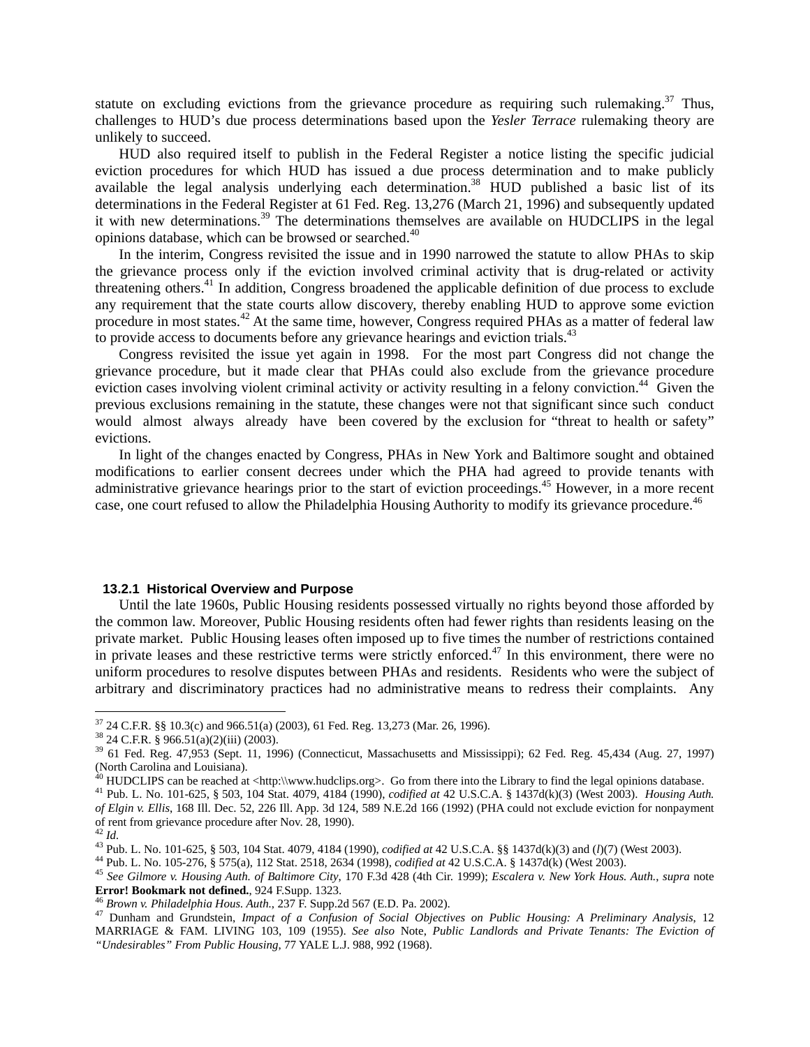statute on excluding evictions from the grievance procedure as requiring such rulemaking.[37] Thus, challenges to HUD's due process determinations based upon the *Yesler Terrace* rulemaking theory are unlikely to succeed.

HUD also required itself to publish in the Federal Register a notice listing the specific judicial eviction procedures for which HUD has issued a due process determination and to make publicly available the legal analysis underlying each determination.[38] HUD published a basic list of its determinations in the Federal Register at 61 Fed. Reg. 13,276 (March 21, 1996) and subsequently updated it with new determinations.[39] The determinations themselves are available on HUDCLIPS in the legal opinions database, which can be browsed or searched.[40]

In the interim, Congress revisited the issue and in 1990 narrowed the statute to allow PHAs to skip the grievance process only if the eviction involved criminal activity that is drug-related or activity threatening others.[41] In addition, Congress broadened the applicable definition of due process to exclude any requirement that the state courts allow discovery, thereby enabling HUD to approve some eviction procedure in most states.[42] At the same time, however, Congress required PHAs as a matter of federal law to provide access to documents before any grievance hearings and eviction trials.[43]

Congress revisited the issue yet again in 1998. For the most part Congress did not change the grievance procedure, but it made clear that PHAs could also exclude from the grievance procedure eviction cases involving violent criminal activity or activity resulting in a felony conviction.[44] Given the previous exclusions remaining in the statute, these changes were not that significant since such conduct would almost always already have been covered by the exclusion for "threat to health or safety" evictions.

In light of the changes enacted by Congress, PHAs in New York and Baltimore sought and obtained modifications to earlier consent decrees under which the PHA had agreed to provide tenants with administrative grievance hearings prior to the start of eviction proceedings.[45] However, in a more recent case, one court refused to allow the Philadelphia Housing Authority to modify its grievance procedure.[46]

### 13.2.1 Historical Overview and Purpose

Until the late 1960s, Public Housing residents possessed virtually no rights beyond those afforded by the common law. Moreover, Public Housing residents often had fewer rights than residents leasing on the private market. Public Housing leases often imposed up to five times the number of restrictions contained in private leases and these restrictive terms were strictly enforced.[47] In this environment, there were no uniform procedures to resolve disputes between PHAs and residents. Residents who were the subject of arbitrary and discriminatory practices had no administrative means to redress their complaints. Any

---

[37] 24 C.F.R. §§ 10.3(c) and 966.51(a) (2003), 61 Fed. Reg. 13,273 (Mar. 26, 1996).

[38] 24 C.F.R. § 966.51(a)(2)(iii) (2003).

[39] 61 Fed. Reg. 47,953 (Sept. 11, 1996) (Connecticut, Massachusetts and Mississippi); 62 Fed. Reg. 45,434 (Aug. 27, 1997) (North Carolina and Louisiana).

[40] HUDCLIPS can be reached at <http:\\www.hudclips.org>. Go from there into the Library to find the legal opinions database.

[41] Pub. L. No. 101-625, § 503, 104 Stat. 4079, 4184 (1990), *codified at* 42 U.S.C.A. § 1437d(k)(3) (West 2003). *Housing Auth. of Elgin v. Ellis*, 168 Ill. Dec. 52, 226 Ill. App. 3d 124, 589 N.E.2d 166 (1992) (PHA could not exclude eviction for nonpayment of rent from grievance procedure after Nov. 28, 1990).

[42] *Id.*

[43] Pub. L. No. 101-625, § 503, 104 Stat. 4079, 4184 (1990), *codified at* 42 U.S.C.A. §§ 1437d(k)(3) and (*l*)(7) (West 2003).

[44] Pub. L. No. 105-276, § 575(a), 112 Stat. 2518, 2634 (1998), *codified at* 42 U.S.C.A. § 1437d(k) (West 2003).

[45] *See Gilmore v. Housing Auth. of Baltimore City*, 170 F.3d 428 (4th Cir. 1999); *Escalera v. New York Hous. Auth.*, *supra* note **Error! Bookmark not defined.**, 924 F.Supp. 1323.

[46] *Brown v. Philadelphia Hous. Auth.*, 237 F. Supp.2d 567 (E.D. Pa. 2002).

[47] Dunham and Grundstein, *Impact of a Confusion of Social Objectives on Public Housing: A Preliminary Analysis*, 12 MARRIAGE & FAM. LIVING 103, 109 (1955). *See also* Note, *Public Landlords and Private Tenants: The Eviction of "Undesirables" From Public Housing*, 77 YALE L.J. 988, 992 (1968).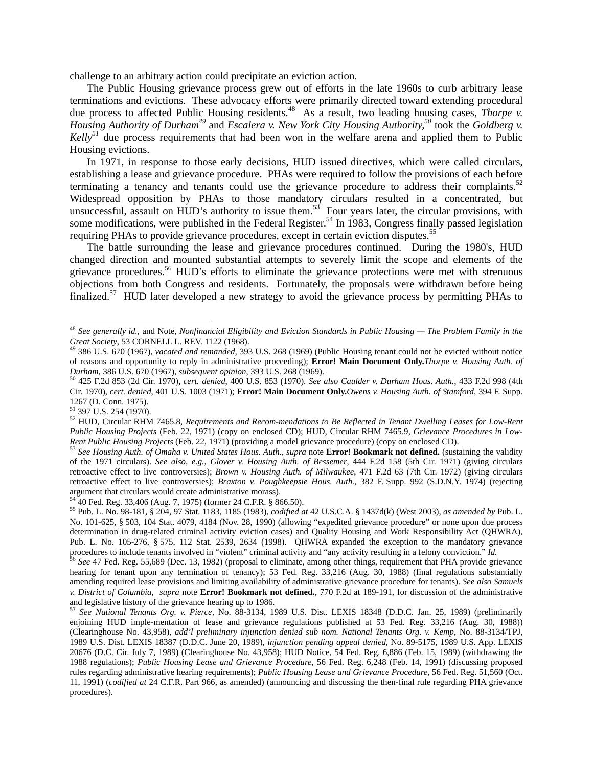challenge to an arbitrary action could precipitate an eviction action.

The Public Housing grievance process grew out of efforts in the late 1960s to curb arbitrary lease terminations and evictions. These advocacy efforts were primarily directed toward extending procedural due process to affected Public Housing residents.[48] As a result, two leading housing cases, *Thorpe v. Housing Authority of Durham*[49] and *Escalera v. New York City Housing Authority,*[50] took the *Goldberg v. Kelly*[51] due process requirements that had been won in the welfare arena and applied them to Public Housing evictions.

In 1971, in response to those early decisions, HUD issued directives, which were called circulars, establishing a lease and grievance procedure. PHAs were required to follow the provisions of each before terminating a tenancy and tenants could use the grievance procedure to address their complaints.[52] Widespread opposition by PHAs to those mandatory circulars resulted in a concentrated, but unsuccessful, assault on HUD's authority to issue them.[53] Four years later, the circular provisions, with some modifications, were published in the Federal Register.[54] In 1983, Congress finally passed legislation requiring PHAs to provide grievance procedures, except in certain eviction disputes.[55]

The battle surrounding the lease and grievance procedures continued. During the 1980's, HUD changed direction and mounted substantial attempts to severely limit the scope and elements of the grievance procedures.[56] HUD's efforts to eliminate the grievance protections were met with strenuous objections from both Congress and residents. Fortunately, the proposals were withdrawn before being finalized.[57] HUD later developed a new strategy to avoid the grievance process by permitting PHAs to

---

[48] *See generally id.*, and Note, *Nonfinancial Eligibility and Eviction Standards in Public Housing — The Problem Family in the Great Society*, 53 CORNELL L. REV. 1122 (1968).

[49] 386 U.S. 670 (1967), *vacated and remanded*, 393 U.S. 268 (1969) (Public Housing tenant could not be evicted without notice of reasons and opportunity to reply in administrative proceeding); **Error! Main Document Only.***Thorpe v. Housing Auth. of Durham*, 386 U.S. 670 (1967), *subsequent opinion*, 393 U.S. 268 (1969).

[50] 425 F.2d 853 (2d Cir. 1970), *cert. denied*, 400 U.S. 853 (1970). *See also Caulder v. Durham Hous. Auth.*, 433 F.2d 998 (4th Cir. 1970), *cert. denied*, 401 U.S. 1003 (1971); **Error! Main Document Only.***Owens v. Housing Auth. of Stamford*, 394 F. Supp. 1267 (D. Conn. 1975).

[51] 397 U.S. 254 (1970).

[52] HUD, Circular RHM 7465.8, *Requirements and Recom-mendations to Be Reflected in Tenant Dwelling Leases for Low-Rent Public Housing Projects* (Feb. 22, 1971) (copy on enclosed CD); HUD, Circular RHM 7465.9, *Grievance Procedures in Low-Rent Public Housing Projects* (Feb. 22, 1971) (providing a model grievance procedure) (copy on enclosed CD).

[53] *See Housing Auth. of Omaha v. United States Hous. Auth.*, *supra* note **Error! Bookmark not defined.** (sustaining the validity of the 1971 circulars). *See also, e.g., Glover v. Housing Auth. of Bessemer*, 444 F.2d 158 (5th Cir. 1971) (giving circulars retroactive effect to live controversies); *Brown v. Housing Auth. of Milwaukee*, 471 F.2d 63 (7th Cir. 1972) (giving circulars retroactive effect to live controversies); *Braxton v. Poughkeepsie Hous. Auth.*, 382 F. Supp. 992 (S.D.N.Y. 1974) (rejecting argument that circulars would create administrative morass).

[54] 40 Fed. Reg. 33,406 (Aug. 7, 1975) (former 24 C.F.R. § 866.50).

[55] Pub. L. No. 98-181, § 204, 97 Stat. 1183, 1185 (1983), *codified at* 42 U.S.C.A. § 1437d(k) (West 2003), *as amended by* Pub. L. No. 101-625, § 503, 104 Stat. 4079, 4184 (Nov. 28, 1990) (allowing "expedited grievance procedure" or none upon due process determination in drug-related criminal activity eviction cases) and Quality Housing and Work Responsibility Act (QHWRA), Pub. L. No. 105-276, § 575, 112 Stat. 2539, 2634 (1998). QHWRA expanded the exception to the mandatory grievance procedures to include tenants involved in "violent" criminal activity and "any activity resulting in a felony conviction." *Id.*

[56] *See* 47 Fed. Reg. 55,689 (Dec. 13, 1982) (proposal to eliminate, among other things, requirement that PHA provide grievance hearing for tenant upon any termination of tenancy); 53 Fed. Reg. 33,216 (Aug. 30, 1988) (final regulations substantially amending required lease provisions and limiting availability of administrative grievance procedure for tenants). *See also Samuels v. District of Columbia*, *supra* note **Error! Bookmark not defined.**, 770 F.2d at 189-191, for discussion of the administrative and legislative history of the grievance hearing up to 1986.

[57] *See National Tenants Org. v. Pierce*, No. 88-3134, 1989 U.S. Dist. LEXIS 18348 (D.D.C. Jan. 25, 1989) (preliminarily enjoining HUD imple-mentation of lease and grievance regulations published at 53 Fed. Reg. 33,216 (Aug. 30, 1988)) (Clearinghouse No. 43,958), *add'l preliminary injunction denied sub nom. National Tenants Org. v. Kemp*, No. 88-3134/TPJ, 1989 U.S. Dist. LEXIS 18387 (D.D.C. June 20, 1989), *injunction pending appeal denied*, No. 89-5175, 1989 U.S. App. LEXIS 20676 (D.C. Cir. July 7, 1989) (Clearinghouse No. 43,958); HUD Notice, 54 Fed. Reg. 6,886 (Feb. 15, 1989) (withdrawing the 1988 regulations); *Public Housing Lease and Grievance Procedure*, 56 Fed. Reg. 6,248 (Feb. 14, 1991) (discussing proposed rules regarding administrative hearing requirements); *Public Housing Lease and Grievance Procedure*, 56 Fed. Reg. 51,560 (Oct. 11, 1991) (*codified at* 24 C.F.R. Part 966, as amended) (announcing and discussing the then-final rule regarding PHA grievance procedures).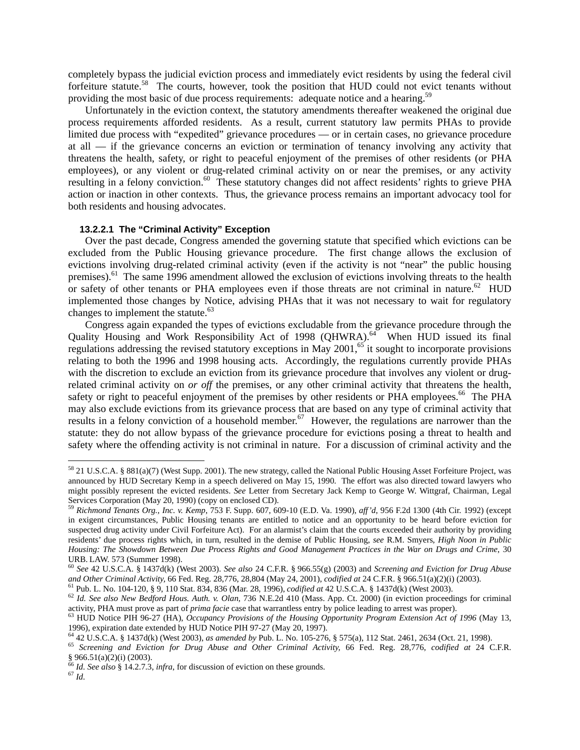completely bypass the judicial eviction process and immediately evict residents by using the federal civil forfeiture statute.[58] The courts, however, took the position that HUD could not evict tenants without providing the most basic of due process requirements: adequate notice and a hearing.[59]

Unfortunately in the eviction context, the statutory amendments thereafter weakened the original due process requirements afforded residents. As a result, current statutory law permits PHAs to provide limited due process with "expedited" grievance procedures — or in certain cases, no grievance procedure at all — if the grievance concerns an eviction or termination of tenancy involving any activity that threatens the health, safety, or right to peaceful enjoyment of the premises of other residents (or PHA employees), or any violent or drug-related criminal activity on or near the premises, or any activity resulting in a felony conviction.[60] These statutory changes did not affect residents' rights to grieve PHA action or inaction in other contexts. Thus, the grievance process remains an important advocacy tool for both residents and housing advocates.

#### 13.2.2.1 The "Criminal Activity" Exception

Over the past decade, Congress amended the governing statute that specified which evictions can be excluded from the Public Housing grievance procedure. The first change allows the exclusion of evictions involving drug-related criminal activity (even if the activity is not "near" the public housing premises).[61] The same 1996 amendment allowed the exclusion of evictions involving threats to the health or safety of other tenants or PHA employees even if those threats are not criminal in nature.[62] HUD implemented those changes by Notice, advising PHAs that it was not necessary to wait for regulatory changes to implement the statute.[63]

Congress again expanded the types of evictions excludable from the grievance procedure through the Quality Housing and Work Responsibility Act of 1998 (QHWRA).[64] When HUD issued its final regulations addressing the revised statutory exceptions in May 2001,[65] it sought to incorporate provisions relating to both the 1996 and 1998 housing acts. Accordingly, the regulations currently provide PHAs with the discretion to exclude an eviction from its grievance procedure that involves any violent or drug-related criminal activity on *or off* the premises, or any other criminal activity that threatens the health, safety or right to peaceful enjoyment of the premises by other residents or PHA employees.[66] The PHA may also exclude evictions from its grievance process that are based on any type of criminal activity that results in a felony conviction of a household member.[67] However, the regulations are narrower than the statute: they do not allow bypass of the grievance procedure for evictions posing a threat to health and safety where the offending activity is not criminal in nature. For a discussion of criminal activity and the

---

[58] 21 U.S.C.A. § 881(a)(7) (West Supp. 2001). The new strategy, called the National Public Housing Asset Forfeiture Project, was announced by HUD Secretary Kemp in a speech delivered on May 15, 1990. The effort was also directed toward lawyers who might possibly represent the evicted residents. *See* Letter from Secretary Jack Kemp to George W. Wittgraf, Chairman, Legal Services Corporation (May 20, 1990) (copy on enclosed CD).

[59] *Richmond Tenants Org., Inc. v. Kemp*, 753 F. Supp. 607, 609-10 (E.D. Va. 1990), *aff'd*, 956 F.2d 1300 (4th Cir. 1992) (except in exigent circumstances, Public Housing tenants are entitled to notice and an opportunity to be heard before eviction for suspected drug activity under Civil Forfeiture Act). For an alarmist's claim that the courts exceeded their authority by providing residents' due process rights which, in turn, resulted in the demise of Public Housing, *see* R.M. Smyers, *High Noon in Public Housing: The Showdown Between Due Process Rights and Good Management Practices in the War on Drugs and Crime*, 30 URB. LAW. 573 (Summer 1998).

[60] *See* 42 U.S.C.A. § 1437d(k) (West 2003). *See also* 24 C.F.R. § 966.55(g) (2003) and *Screening and Eviction for Drug Abuse and Other Criminal Activity*, 66 Fed. Reg. 28,776, 28,804 (May 24, 2001), *codified at* 24 C.F.R. § 966.51(a)(2)(i) (2003).

[61] Pub. L. No. 104-120, § 9, 110 Stat. 834, 836 (Mar. 28, 1996), *codified at* 42 U.S.C.A. § 1437d(k) (West 2003).

[62] *Id. See also New Bedford Hous. Auth. v. Olan*, 736 N.E.2d 410 (Mass. App. Ct. 2000) (in eviction proceedings for criminal activity, PHA must prove as part of *prima facie* case that warrantless entry by police leading to arrest was proper).

[63] HUD Notice PIH 96-27 (HA), *Occupancy Provisions of the Housing Opportunity Program Extension Act of 1996* (May 13, 1996), expiration date extended by HUD Notice PIH 97-27 (May 20, 1997).

[64] 42 U.S.C.A. § 1437d(k) (West 2003), *as amended by* Pub. L. No. 105-276, § 575(a), 112 Stat. 2461, 2634 (Oct. 21, 1998).

[65] *Screening and Eviction for Drug Abuse and Other Criminal Activity*, 66 Fed. Reg. 28,776, *codified at* 24 C.F.R. § 966.51(a)(2)(i) (2003).

[66] *Id. See also* § 14.2.7.3, *infra*, for discussion of eviction on these grounds.

[67] *Id.*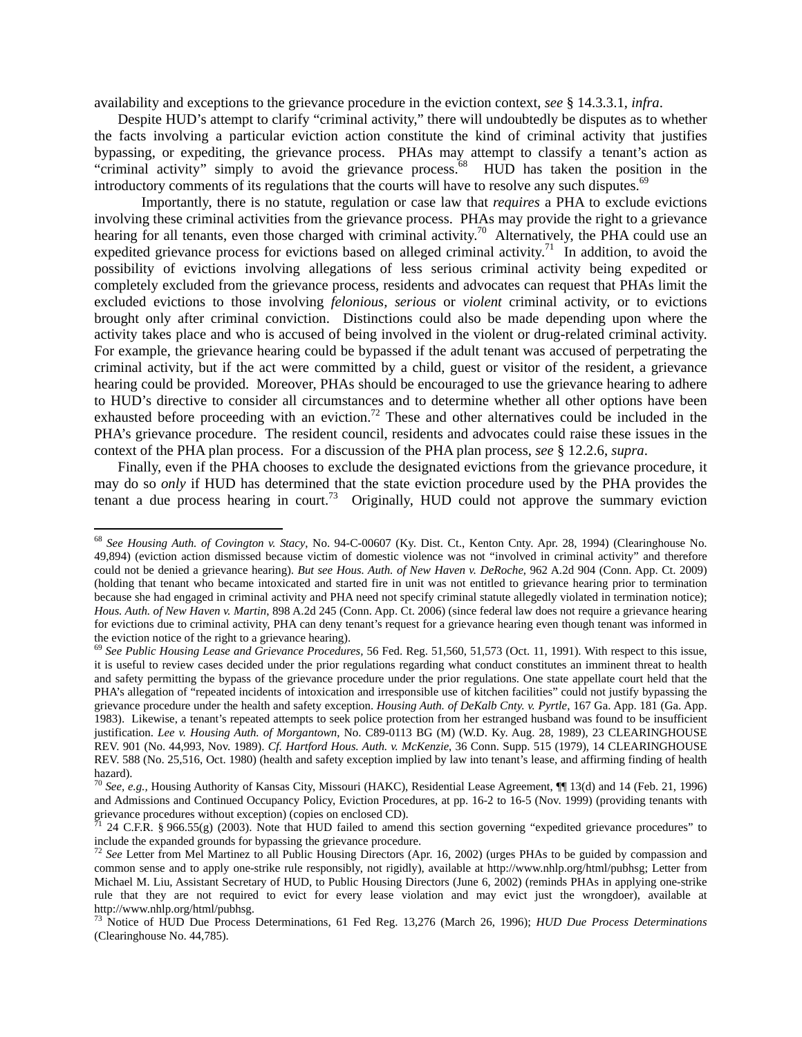availability and exceptions to the grievance procedure in the eviction context, *see* § 14.3.3.1, *infra*.

Despite HUD's attempt to clarify "criminal activity," there will undoubtedly be disputes as to whether the facts involving a particular eviction action constitute the kind of criminal activity that justifies bypassing, or expediting, the grievance process. PHAs may attempt to classify a tenant's action as "criminal activity" simply to avoid the grievance process.[68] HUD has taken the position in the introductory comments of its regulations that the courts will have to resolve any such disputes.[69]

Importantly, there is no statute, regulation or case law that *requires* a PHA to exclude evictions involving these criminal activities from the grievance process. PHAs may provide the right to a grievance hearing for all tenants, even those charged with criminal activity.[70] Alternatively, the PHA could use an expedited grievance process for evictions based on alleged criminal activity.[71] In addition, to avoid the possibility of evictions involving allegations of less serious criminal activity being expedited or completely excluded from the grievance process, residents and advocates can request that PHAs limit the excluded evictions to those involving *felonious*, *serious* or *violent* criminal activity, or to evictions brought only after criminal conviction. Distinctions could also be made depending upon where the activity takes place and who is accused of being involved in the violent or drug-related criminal activity. For example, the grievance hearing could be bypassed if the adult tenant was accused of perpetrating the criminal activity, but if the act were committed by a child, guest or visitor of the resident, a grievance hearing could be provided. Moreover, PHAs should be encouraged to use the grievance hearing to adhere to HUD's directive to consider all circumstances and to determine whether all other options have been exhausted before proceeding with an eviction.[72] These and other alternatives could be included in the PHA's grievance procedure. The resident council, residents and advocates could raise these issues in the context of the PHA plan process. For a discussion of the PHA plan process, *see* § 12.2.6, *supra*.

Finally, even if the PHA chooses to exclude the designated evictions from the grievance procedure, it may do so *only* if HUD has determined that the state eviction procedure used by the PHA provides the tenant a due process hearing in court.[73] Originally, HUD could not approve the summary eviction

---

[68] *See Housing Auth. of Covington v. Stacy*, No. 94-C-00607 (Ky. Dist. Ct., Kenton Cnty. Apr. 28, 1994) (Clearinghouse No. 49,894) (eviction action dismissed because victim of domestic violence was not "involved in criminal activity" and therefore could not be denied a grievance hearing). *But see Hous. Auth. of New Haven v. DeRoche*, 962 A.2d 904 (Conn. App. Ct. 2009) (holding that tenant who became intoxicated and started fire in unit was not entitled to grievance hearing prior to termination because she had engaged in criminal activity and PHA need not specify criminal statute allegedly violated in termination notice); *Hous. Auth. of New Haven v. Martin*, 898 A.2d 245 (Conn. App. Ct. 2006) (since federal law does not require a grievance hearing for evictions due to criminal activity, PHA can deny tenant's request for a grievance hearing even though tenant was informed in the eviction notice of the right to a grievance hearing).

[69] *See Public Housing Lease and Grievance Procedures*, 56 Fed. Reg. 51,560, 51,573 (Oct. 11, 1991). With respect to this issue, it is useful to review cases decided under the prior regulations regarding what conduct constitutes an imminent threat to health and safety permitting the bypass of the grievance procedure under the prior regulations. One state appellate court held that the PHA's allegation of "repeated incidents of intoxication and irresponsible use of kitchen facilities" could not justify bypassing the grievance procedure under the health and safety exception. *Housing Auth. of DeKalb Cnty. v. Pyrtle*, 167 Ga. App. 181 (Ga. App. 1983). Likewise, a tenant's repeated attempts to seek police protection from her estranged husband was found to be insufficient justification. *Lee v. Housing Auth. of Morgantown*, No. C89-0113 BG (M) (W.D. Ky. Aug. 28, 1989), 23 CLEARINGHOUSE REV. 901 (No. 44,993, Nov. 1989). *Cf. Hartford Hous. Auth. v. McKenzie*, 36 Conn. Supp. 515 (1979), 14 CLEARINGHOUSE REV. 588 (No. 25,516, Oct. 1980) (health and safety exception implied by law into tenant's lease, and affirming finding of health hazard).

[70] *See, e.g.,* Housing Authority of Kansas City, Missouri (HAKC), Residential Lease Agreement, ¶¶ 13(d) and 14 (Feb. 21, 1996) and Admissions and Continued Occupancy Policy, Eviction Procedures, at pp. 16-2 to 16-5 (Nov. 1999) (providing tenants with grievance procedures without exception) (copies on enclosed CD).

[71] 24 C.F.R. § 966.55(g) (2003). Note that HUD failed to amend this section governing "expedited grievance procedures" to include the expanded grounds for bypassing the grievance procedure.

[72] *See* Letter from Mel Martinez to all Public Housing Directors (Apr. 16, 2002) (urges PHAs to be guided by compassion and common sense and to apply one-strike rule responsibly, not rigidly), available at http://www.nhlp.org/html/pubhsg; Letter from Michael M. Liu, Assistant Secretary of HUD, to Public Housing Directors (June 6, 2002) (reminds PHAs in applying one-strike rule that they are not required to evict for every lease violation and may evict just the wrongdoer), available at http://www.nhlp.org/html/pubhsg.

[73] Notice of HUD Due Process Determinations, 61 Fed Reg. 13,276 (March 26, 1996); *HUD Due Process Determinations* (Clearinghouse No. 44,785).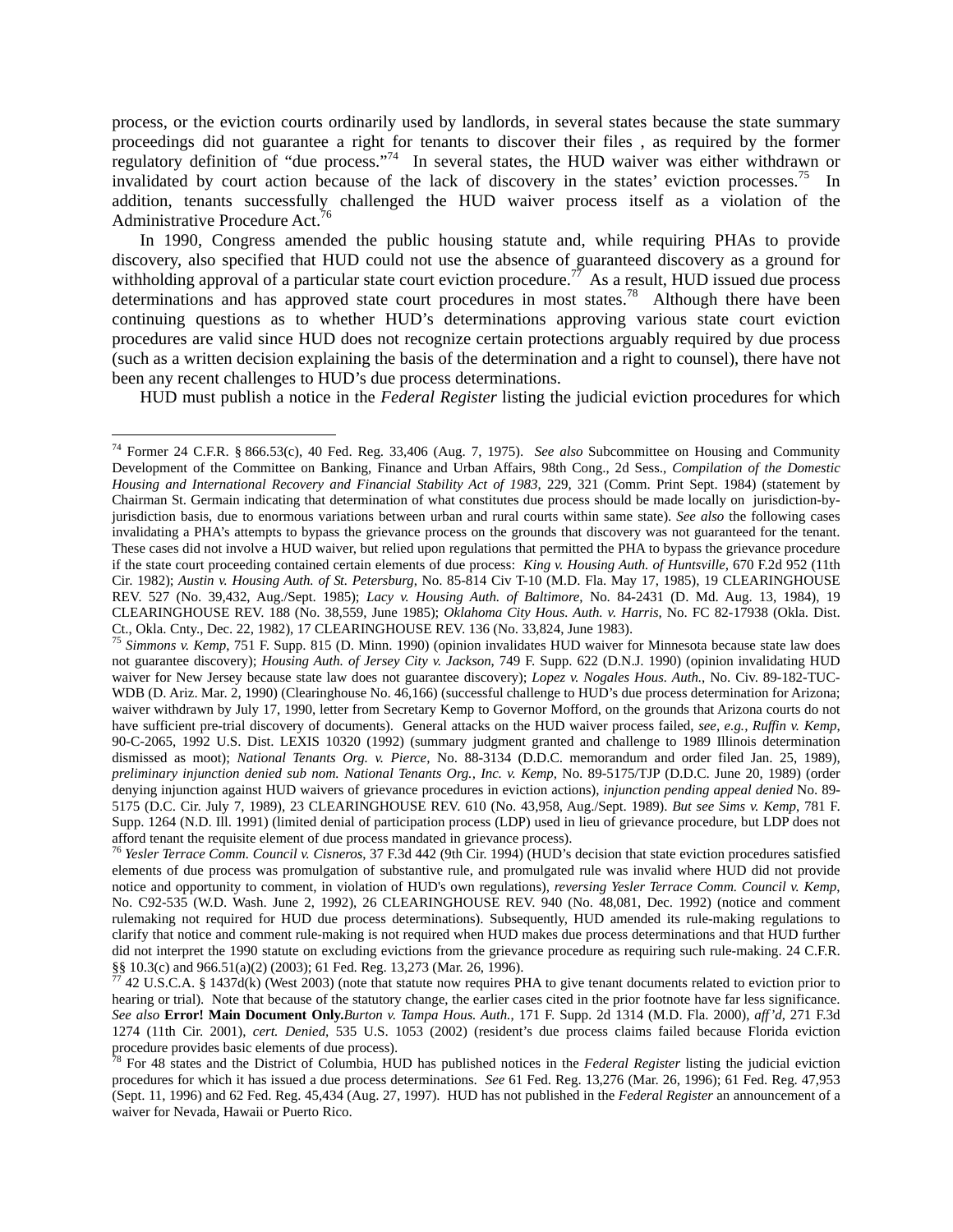process, or the eviction courts ordinarily used by landlords, in several states because the state summary proceedings did not guarantee a right for tenants to discover their files , as required by the former regulatory definition of "due process."[74] In several states, the HUD waiver was either withdrawn or invalidated by court action because of the lack of discovery in the states' eviction processes.[75] In addition, tenants successfully challenged the HUD waiver process itself as a violation of the Administrative Procedure Act.[76]

In 1990, Congress amended the public housing statute and, while requiring PHAs to provide discovery, also specified that HUD could not use the absence of guaranteed discovery as a ground for withholding approval of a particular state court eviction procedure.[77] As a result, HUD issued due process determinations and has approved state court procedures in most states.[78] Although there have been continuing questions as to whether HUD's determinations approving various state court eviction procedures are valid since HUD does not recognize certain protections arguably required by due process (such as a written decision explaining the basis of the determination and a right to counsel), there have not been any recent challenges to HUD's due process determinations.

HUD must publish a notice in the *Federal Register* listing the judicial eviction procedures for which

---

[74] Former 24 C.F.R. § 866.53(c), 40 Fed. Reg. 33,406 (Aug. 7, 1975). *See also* Subcommittee on Housing and Community Development of the Committee on Banking, Finance and Urban Affairs, 98th Cong., 2d Sess., *Compilation of the Domestic Housing and International Recovery and Financial Stability Act of 1983*, 229, 321 (Comm. Print Sept. 1984) (statement by Chairman St. Germain indicating that determination of what constitutes due process should be made locally on jurisdiction-by-jurisdiction basis, due to enormous variations between urban and rural courts within same state). *See also* the following cases invalidating a PHA's attempts to bypass the grievance process on the grounds that discovery was not guaranteed for the tenant. These cases did not involve a HUD waiver, but relied upon regulations that permitted the PHA to bypass the grievance procedure if the state court proceeding contained certain elements of due process: *King v. Housing Auth. of Huntsville,* 670 F.2d 952 (11th Cir. 1982); *Austin v. Housing Auth. of St. Petersburg*, No. 85-814 Civ T-10 (M.D. Fla. May 17, 1985), 19 CLEARINGHOUSE REV. 527 (No. 39,432, Aug./Sept. 1985); *Lacy v. Housing Auth. of Baltimore*, No. 84-2431 (D. Md. Aug. 13, 1984), 19 CLEARINGHOUSE REV. 188 (No. 38,559, June 1985); *Oklahoma City Hous. Auth. v. Harris*, No. FC 82-17938 (Okla. Dist. Ct., Okla. Cnty., Dec. 22, 1982), 17 CLEARINGHOUSE REV. 136 (No. 33,824, June 1983).

[75] *Simmons v. Kemp*, 751 F. Supp. 815 (D. Minn. 1990) (opinion invalidates HUD waiver for Minnesota because state law does not guarantee discovery); *Housing Auth. of Jersey City v. Jackson,* 749 F. Supp. 622 (D.N.J. 1990) (opinion invalidating HUD waiver for New Jersey because state law does not guarantee discovery); *Lopez v. Nogales Hous. Auth.*, No. Civ. 89-182-TUC-WDB (D. Ariz. Mar. 2, 1990) (Clearinghouse No. 46,166) (successful challenge to HUD's due process determination for Arizona; waiver withdrawn by July 17, 1990, letter from Secretary Kemp to Governor Mofford, on the grounds that Arizona courts do not have sufficient pre-trial discovery of documents). General attacks on the HUD waiver process failed, *see, e.g., Ruffin v. Kemp,* 90-C-2065, 1992 U.S. Dist. LEXIS 10320 (1992) (summary judgment granted and challenge to 1989 Illinois determination dismissed as moot); *National Tenants Org. v. Pierce,* No. 88-3134 (D.D.C. memorandum and order filed Jan. 25, 1989), *preliminary injunction denied sub nom. National Tenants Org., Inc. v. Kemp,* No. 89-5175/TJP (D.D.C. June 20, 1989) (order denying injunction against HUD waivers of grievance procedures in eviction actions), *injunction pending appeal denied* No. 89-5175 (D.C. Cir. July 7, 1989), 23 CLEARINGHOUSE REV. 610 (No. 43,958, Aug./Sept. 1989). *But see Sims v. Kemp*, 781 F. Supp. 1264 (N.D. Ill. 1991) (limited denial of participation process (LDP) used in lieu of grievance procedure, but LDP does not afford tenant the requisite element of due process mandated in grievance process).

[76] *Yesler Terrace Comm. Council v. Cisneros*, 37 F.3d 442 (9th Cir. 1994) (HUD's decision that state eviction procedures satisfied elements of due process was promulgation of substantive rule, and promulgated rule was invalid where HUD did not provide notice and opportunity to comment, in violation of HUD's own regulations), *reversing Yesler Terrace Comm. Council v. Kemp,* No. C92-535 (W.D. Wash. June 2, 1992), 26 CLEARINGHOUSE REV. 940 (No. 48,081, Dec. 1992) (notice and comment rulemaking not required for HUD due process determinations). Subsequently, HUD amended its rule-making regulations to clarify that notice and comment rule-making is not required when HUD makes due process determinations and that HUD further did not interpret the 1990 statute on excluding evictions from the grievance procedure as requiring such rule-making. 24 C.F.R. §§ 10.3(c) and 966.51(a)(2) (2003); 61 Fed. Reg. 13,273 (Mar. 26, 1996).

[77] 42 U.S.C.A. § 1437d(k) (West 2003) (note that statute now requires PHA to give tenant documents related to eviction prior to hearing or trial). Note that because of the statutory change, the earlier cases cited in the prior footnote have far less significance. *See also* **Error! Main Document Only.***Burton v. Tampa Hous. Auth.*, 171 F. Supp. 2d 1314 (M.D. Fla. 2000), *aff'd*, 271 F.3d 1274 (11th Cir. 2001), *cert. Denied*, 535 U.S. 1053 (2002) (resident's due process claims failed because Florida eviction procedure provides basic elements of due process).

[78] For 48 states and the District of Columbia, HUD has published notices in the *Federal Register* listing the judicial eviction procedures for which it has issued a due process determinations. *See* 61 Fed. Reg. 13,276 (Mar. 26, 1996); 61 Fed. Reg. 47,953 (Sept. 11, 1996) and 62 Fed. Reg. 45,434 (Aug. 27, 1997). HUD has not published in the *Federal Register* an announcement of a waiver for Nevada, Hawaii or Puerto Rico.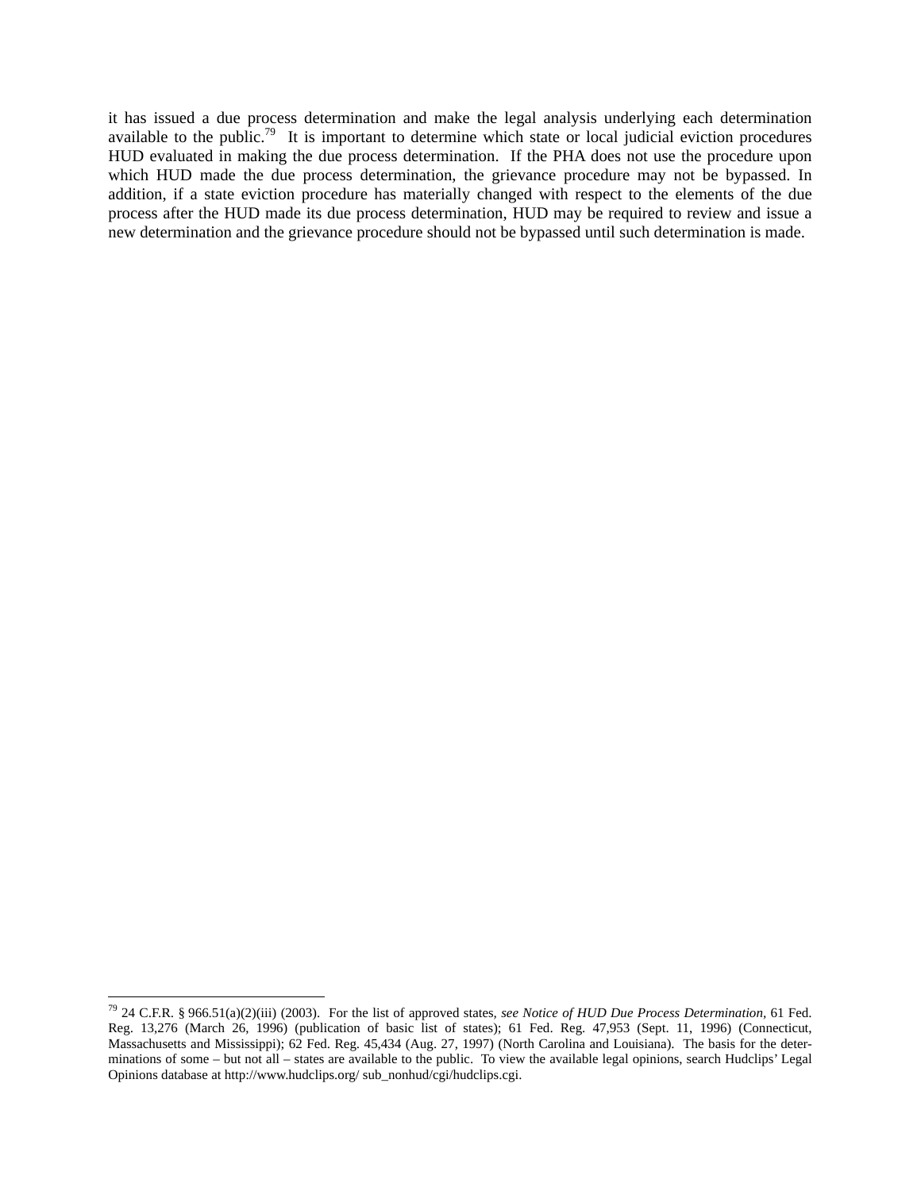it has issued a due process determination and make the legal analysis underlying each determination available to the public.[79] It is important to determine which state or local judicial eviction procedures HUD evaluated in making the due process determination. If the PHA does not use the procedure upon which HUD made the due process determination, the grievance procedure may not be bypassed. In addition, if a state eviction procedure has materially changed with respect to the elements of the due process after the HUD made its due process determination, HUD may be required to review and issue a new determination and the grievance procedure should not be bypassed until such determination is made.

---

[79] 24 C.F.R. § 966.51(a)(2)(iii) (2003). For the list of approved states, *see Notice of HUD Due Process Determination*, 61 Fed. Reg. 13,276 (March 26, 1996) (publication of basic list of states); 61 Fed. Reg. 47,953 (Sept. 11, 1996) (Connecticut, Massachusetts and Mississippi); 62 Fed. Reg. 45,434 (Aug. 27, 1997) (North Carolina and Louisiana). The basis for the determinations of some – but not all – states are available to the public. To view the available legal opinions, search Hudclips' Legal Opinions database at http://www.hudclips.org/ sub_nonhud/cgi/hudclips.cgi.